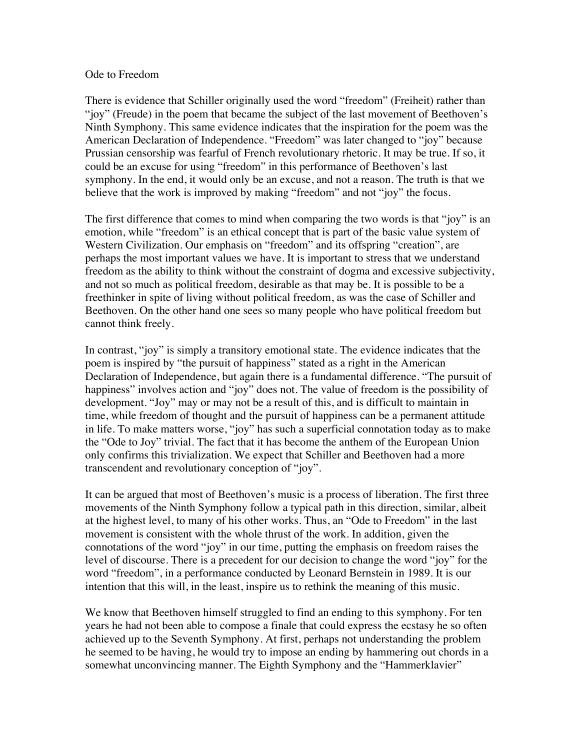# Ode to Freedom

There is evidence that Schiller originally used the word "freedom" (Freiheit) rather than "joy" (Freude) in the poem that became the subject of the last movement of Beethoven's Ninth Symphony. This same evidence indicates that the inspiration for the poem was the American Declaration of Independence. "Freedom" was later changed to "joy" because Prussian censorship was fearful of French revolutionary rhetoric. It may be true. If so, it could be an excuse for using "freedom" in this performance of Beethoven's last symphony. In the end, it would only be an excuse, and not a reason. The truth is that we believe that the work is improved by making "freedom" and not "joy" the focus.

The first difference that comes to mind when comparing the two words is that "joy" is an emotion, while "freedom" is an ethical concept that is part of the basic value system of Western Civilization. Our emphasis on "freedom" and its offspring "creation", are perhaps the most important values we have. It is important to stress that we understand freedom as the ability to think without the constraint of dogma and excessive subjectivity, and not so much as political freedom, desirable as that may be. It is possible to be a freethinker in spite of living without political freedom, as was the case of Schiller and Beethoven. On the other hand one sees so many people who have political freedom but cannot think freely.

In contrast, "joy" is simply a transitory emotional state. The evidence indicates that the poem is inspired by "the pursuit of happiness" stated as a right in the American Declaration of Independence, but again there is a fundamental difference. "The pursuit of happiness" involves action and "joy" does not. The value of freedom is the possibility of development. "Joy" may or may not be a result of this, and is difficult to maintain in time, while freedom of thought and the pursuit of happiness can be a permanent attitude in life. To make matters worse, "joy" has such a superficial connotation today as to make the "Ode to Joy" trivial. The fact that it has become the anthem of the European Union only confirms this trivialization. We expect that Schiller and Beethoven had a more transcendent and revolutionary conception of "joy".

It can be argued that most of Beethoven's music is a process of liberation. The first three movements of the Ninth Symphony follow a typical path in this direction, similar, albeit at the highest level, to many of his other works. Thus, an "Ode to Freedom" in the last movement is consistent with the whole thrust of the work. In addition, given the connotations of the word "joy" in our time, putting the emphasis on freedom raises the level of discourse. There is a precedent for our decision to change the word "joy" for the word "freedom", in a performance conducted by Leonard Bernstein in 1989. It is our intention that this will, in the least, inspire us to rethink the meaning of this music.

We know that Beethoven himself struggled to find an ending to this symphony. For ten years he had not been able to compose a finale that could express the ecstasy he so often achieved up to the Seventh Symphony. At first, perhaps not understanding the problem he seemed to be having, he would try to impose an ending by hammering out chords in a somewhat unconvincing manner. The Eighth Symphony and the "Hammerklavier"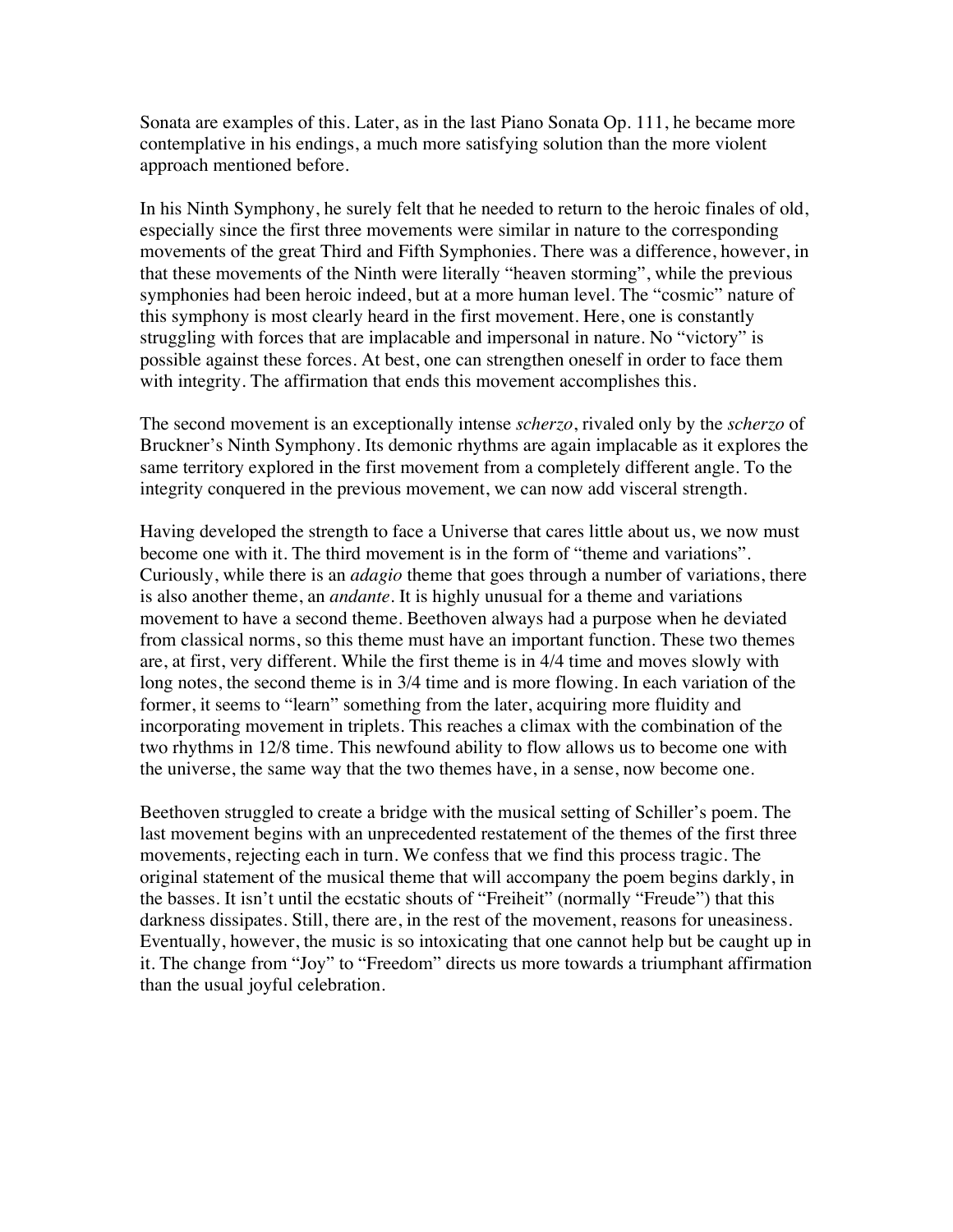Sonata are examples of this. Later, as in the last Piano Sonata Op. 111, he became more contemplative in his endings, a much more satisfying solution than the more violent approach mentioned before.

In his Ninth Symphony, he surely felt that he needed to return to the heroic finales of old, especially since the first three movements were similar in nature to the corresponding movements of the great Third and Fifth Symphonies. There was a difference, however, in that these movements of the Ninth were literally "heaven storming", while the previous symphonies had been heroic indeed, but at a more human level. The "cosmic" nature of this symphony is most clearly heard in the first movement. Here, one is constantly struggling with forces that are implacable and impersonal in nature. No "victory" is possible against these forces. At best, one can strengthen oneself in order to face them with integrity. The affirmation that ends this movement accomplishes this.

The second movement is an exceptionally intense *scherzo*, rivaled only by the *scherzo* of Bruckner's Ninth Symphony. Its demonic rhythms are again implacable as it explores the same territory explored in the first movement from a completely different angle. To the integrity conquered in the previous movement, we can now add visceral strength.

Having developed the strength to face a Universe that cares little about us, we now must become one with it. The third movement is in the form of "theme and variations". Curiously, while there is an *adagio* theme that goes through a number of variations, there is also another theme, an *andante*. It is highly unusual for a theme and variations movement to have a second theme. Beethoven always had a purpose when he deviated from classical norms, so this theme must have an important function. These two themes are, at first, very different. While the first theme is in 4/4 time and moves slowly with long notes, the second theme is in 3/4 time and is more flowing. In each variation of the former, it seems to "learn" something from the later, acquiring more fluidity and incorporating movement in triplets. This reaches a climax with the combination of the two rhythms in 12/8 time. This newfound ability to flow allows us to become one with the universe, the same way that the two themes have, in a sense, now become one.

Beethoven struggled to create a bridge with the musical setting of Schiller's poem. The last movement begins with an unprecedented restatement of the themes of the first three movements, rejecting each in turn. We confess that we find this process tragic. The original statement of the musical theme that will accompany the poem begins darkly, in the basses. It isn't until the ecstatic shouts of "Freiheit" (normally "Freude") that this darkness dissipates. Still, there are, in the rest of the movement, reasons for uneasiness. Eventually, however, the music is so intoxicating that one cannot help but be caught up in it. The change from "Joy" to "Freedom" directs us more towards a triumphant affirmation than the usual joyful celebration.